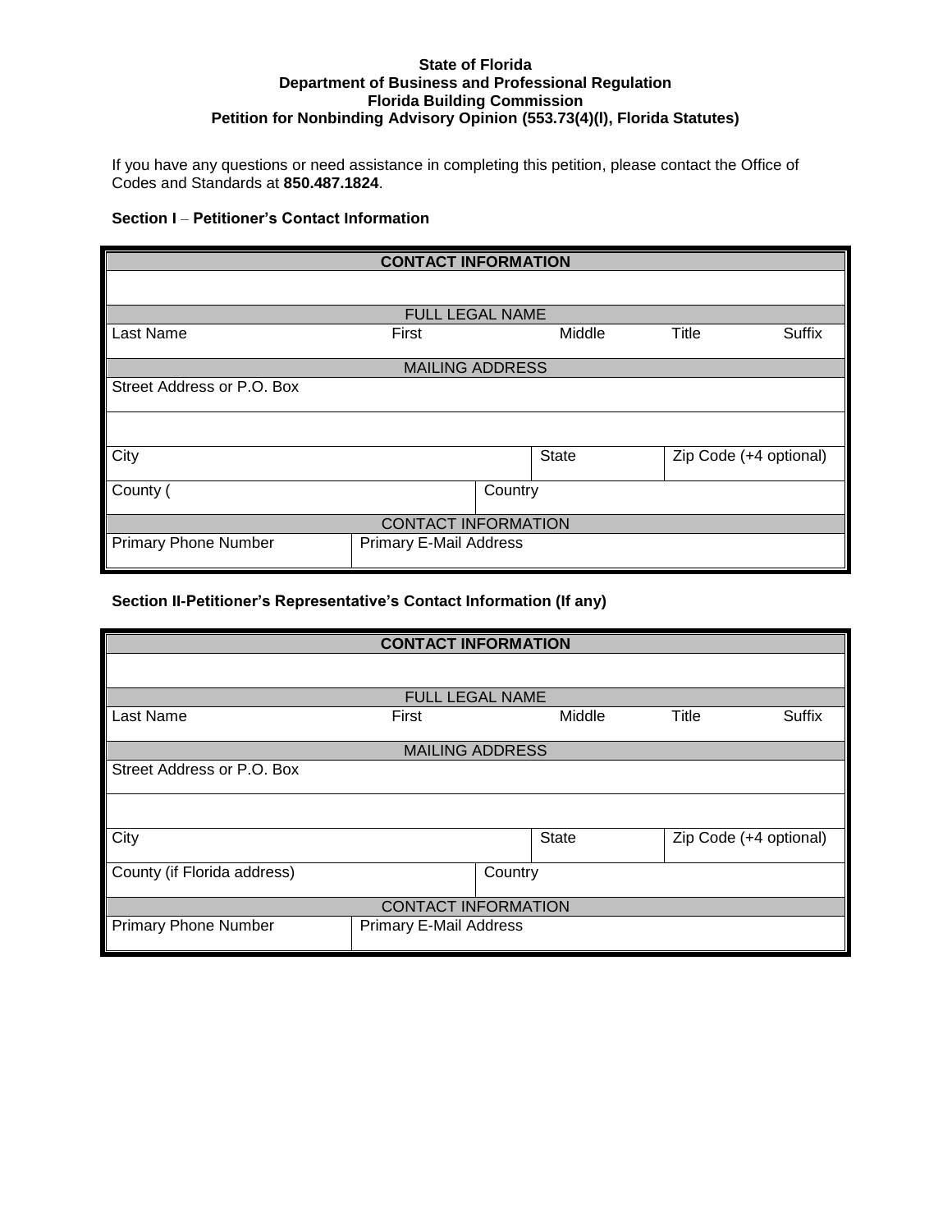**State of Florida**
**Department of Business and Professional Regulation**
**Florida Building Commission**
**Petition for Nonbinding Advisory Opinion (553.73(4)(l), Florida Statutes)**

If you have any questions or need assistance in completing this petition, please contact the Office of Codes and Standards at **850.487.1824**.

**Section I – Petitioner's Contact Information**

| **CONTACT INFORMATION** | | | | |
|---|---|---|---|---|
| | | | | |
| FULL LEGAL NAME | | | | |
| Last Name | First | Middle | Title | Suffix |
| MAILING ADDRESS | | | | |
| Street Address or P.O. Box | | | | |
| | | | | |
| City | | State | Zip Code (+4 optional) | |
| County ( | Country | | | |
| CONTACT INFORMATION | | | | |
| Primary Phone Number | Primary E-Mail Address | | | |

**Section II-Petitioner's Representative's Contact Information (If any)**

| **CONTACT INFORMATION** | | | | |
|---|---|---|---|---|
| | | | | |
| FULL LEGAL NAME | | | | |
| Last Name | First | Middle | Title | Suffix |
| MAILING ADDRESS | | | | |
| Street Address or P.O. Box | | | | |
| | | | | |
| City | | State | Zip Code (+4 optional) | |
| County (if Florida address) | Country | | | |
| CONTACT INFORMATION | | | | |
| Primary Phone Number | Primary E-Mail Address | | | |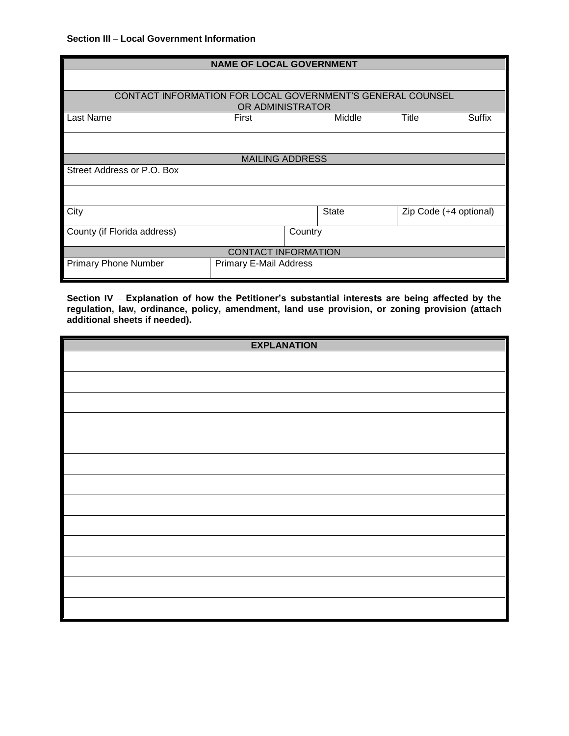**Section III – Local Government Information**

| NAME OF LOCAL GOVERNMENT | | | | | |
|---|---|---|---|---|---|
| | | | | | |
| CONTACT INFORMATION FOR LOCAL GOVERNMENT'S GENERAL COUNSEL OR ADMINISTRATOR | | | | | |
| Last Name | First | | Middle | Title | Suffix |
| | | | | | |
| MAILING ADDRESS | | | | | |
| Street Address or P.O. Box | | | | | |
| | | | | | |
| City | | | State | Zip Code (+4 optional) | |
| County (if Florida address) | | Country | | | |
| CONTACT INFORMATION | | | | | |
| Primary Phone Number | Primary E-Mail Address | | | | |

**Section IV – Explanation of how the Petitioner's substantial interests are being affected by the regulation, law, ordinance, policy, amendment, land use provision, or zoning provision (attach additional sheets if needed).**

| EXPLANATION |
|---|
| |
| |
| |
| |
| |
| |
| |
| |
| |
| |
| |
| |
| |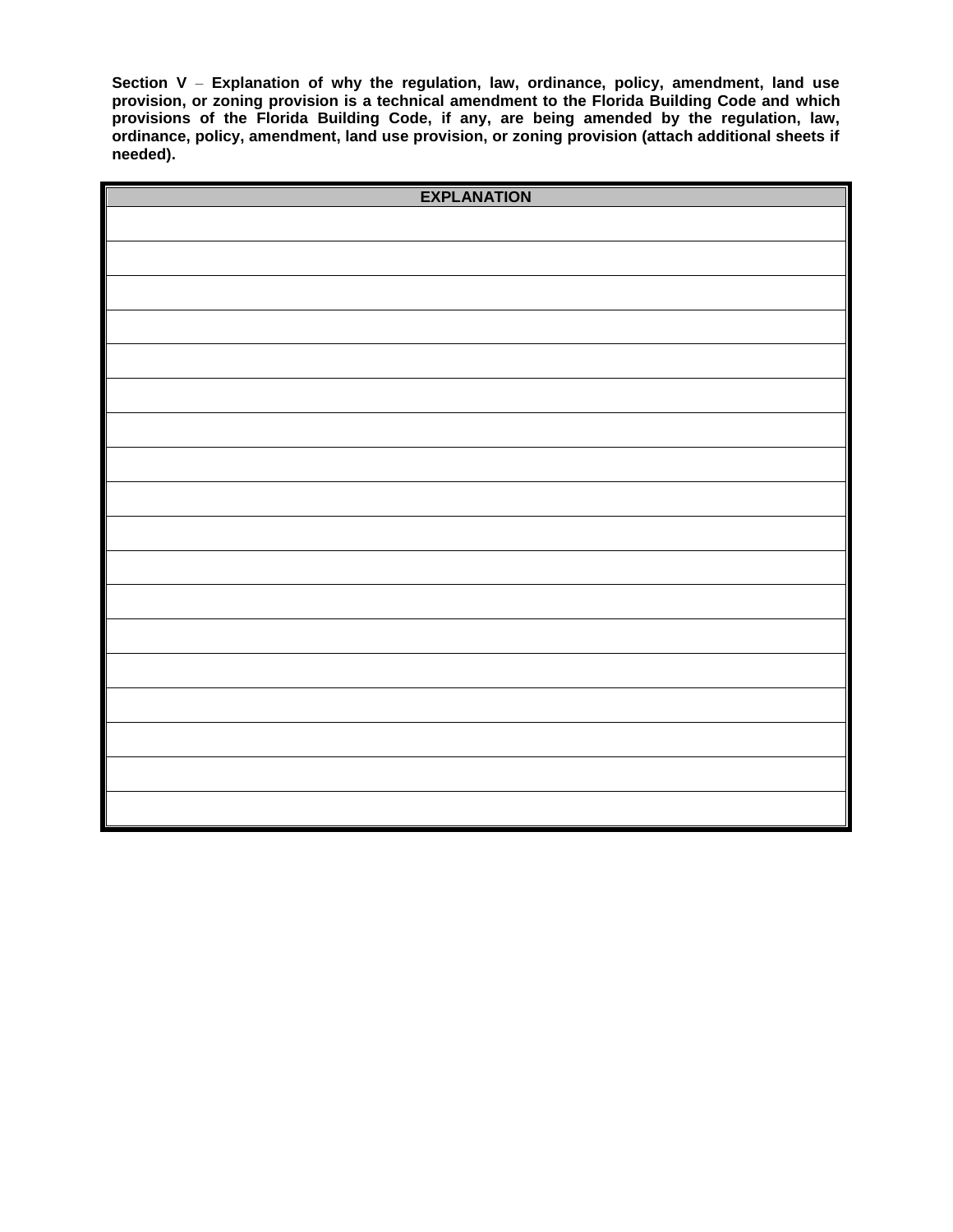**Section V – Explanation of why the regulation, law, ordinance, policy, amendment, land use provision, or zoning provision is a technical amendment to the Florida Building Code and which provisions of the Florida Building Code, if any, are being amended by the regulation, law, ordinance, policy, amendment, land use provision, or zoning provision (attach additional sheets if needed).**

| EXPLANATION |
| --- |
| |
| |
| |
| |
| |
| |
| |
| |
| |
| |
| |
| |
| |
| |
| |
| |
| |
| |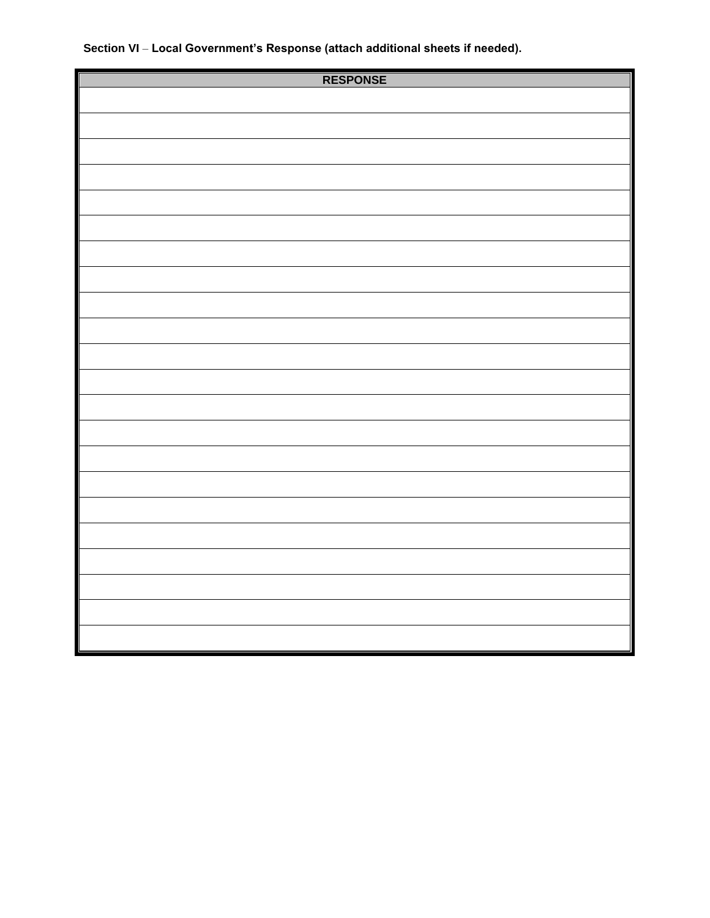**Section VI – Local Government's Response (attach additional sheets if needed).**

| RESPONSE |
| --- |
| |
| |
| |
| |
| |
| |
| |
| |
| |
| |
| |
| |
| |
| |
| |
| |
| |
| |
| |
| |
| |
| |